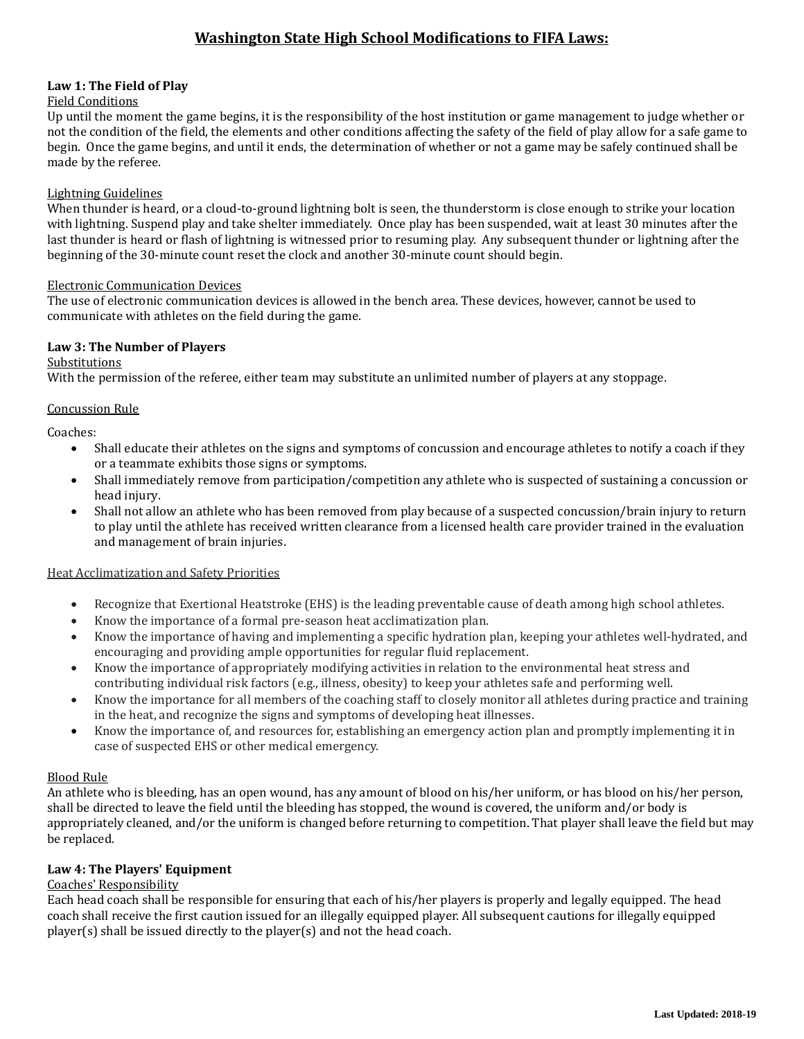# Washington State High School Modifications to FIFA Laws:

## Law 1: The Field of Play

### Field Conditions

Up until the moment the game begins, it is the responsibility of the host institution or game management to judge whether or not the condition of the field, the elements and other conditions affecting the safety of the field of play allow for a safe game to begin. Once the game begins, and until it ends, the determination of whether or not a game may be safely continued shall be made by the referee.

### Lightning Guidelines

When thunder is heard, or a cloud-to-ground lightning bolt is seen, the thunderstorm is close enough to strike your location with lightning. Suspend play and take shelter immediately. Once play has been suspended, wait at least 30 minutes after the last thunder is heard or flash of lightning is witnessed prior to resuming play. Any subsequent thunder or lightning after the beginning of the 30-minute count reset the clock and another 30-minute count should begin.

### Electronic Communication Devices

The use of electronic communication devices is allowed in the bench area. These devices, however, cannot be used to communicate with athletes on the field during the game.

## Law 3: The Number of Players

### Substitutions

With the permission of the referee, either team may substitute an unlimited number of players at any stoppage.

### Concussion Rule

Coaches:

- Shall educate their athletes on the signs and symptoms of concussion and encourage athletes to notify a coach if they or a teammate exhibits those signs or symptoms.
- Shall immediately remove from participation/competition any athlete who is suspected of sustaining a concussion or head injury.
- Shall not allow an athlete who has been removed from play because of a suspected concussion/brain injury to return to play until the athlete has received written clearance from a licensed health care provider trained in the evaluation and management of brain injuries.

### Heat Acclimatization and Safety Priorities

- Recognize that Exertional Heatstroke (EHS) is the leading preventable cause of death among high school athletes.
- Know the importance of a formal pre-season heat acclimatization plan.
- Know the importance of having and implementing a specific hydration plan, keeping your athletes well-hydrated, and encouraging and providing ample opportunities for regular fluid replacement.
- Know the importance of appropriately modifying activities in relation to the environmental heat stress and contributing individual risk factors (e.g., illness, obesity) to keep your athletes safe and performing well.
- Know the importance for all members of the coaching staff to closely monitor all athletes during practice and training in the heat, and recognize the signs and symptoms of developing heat illnesses.
- Know the importance of, and resources for, establishing an emergency action plan and promptly implementing it in case of suspected EHS or other medical emergency.

### Blood Rule

An athlete who is bleeding, has an open wound, has any amount of blood on his/her uniform, or has blood on his/her person, shall be directed to leave the field until the bleeding has stopped, the wound is covered, the uniform and/or body is appropriately cleaned, and/or the uniform is changed before returning to competition. That player shall leave the field but may be replaced.

## Law 4: The Players' Equipment

### Coaches' Responsibility

Each head coach shall be responsible for ensuring that each of his/her players is properly and legally equipped. The head coach shall receive the first caution issued for an illegally equipped player. All subsequent cautions for illegally equipped player(s) shall be issued directly to the player(s) and not the head coach.

**Last Updated: 2018-19**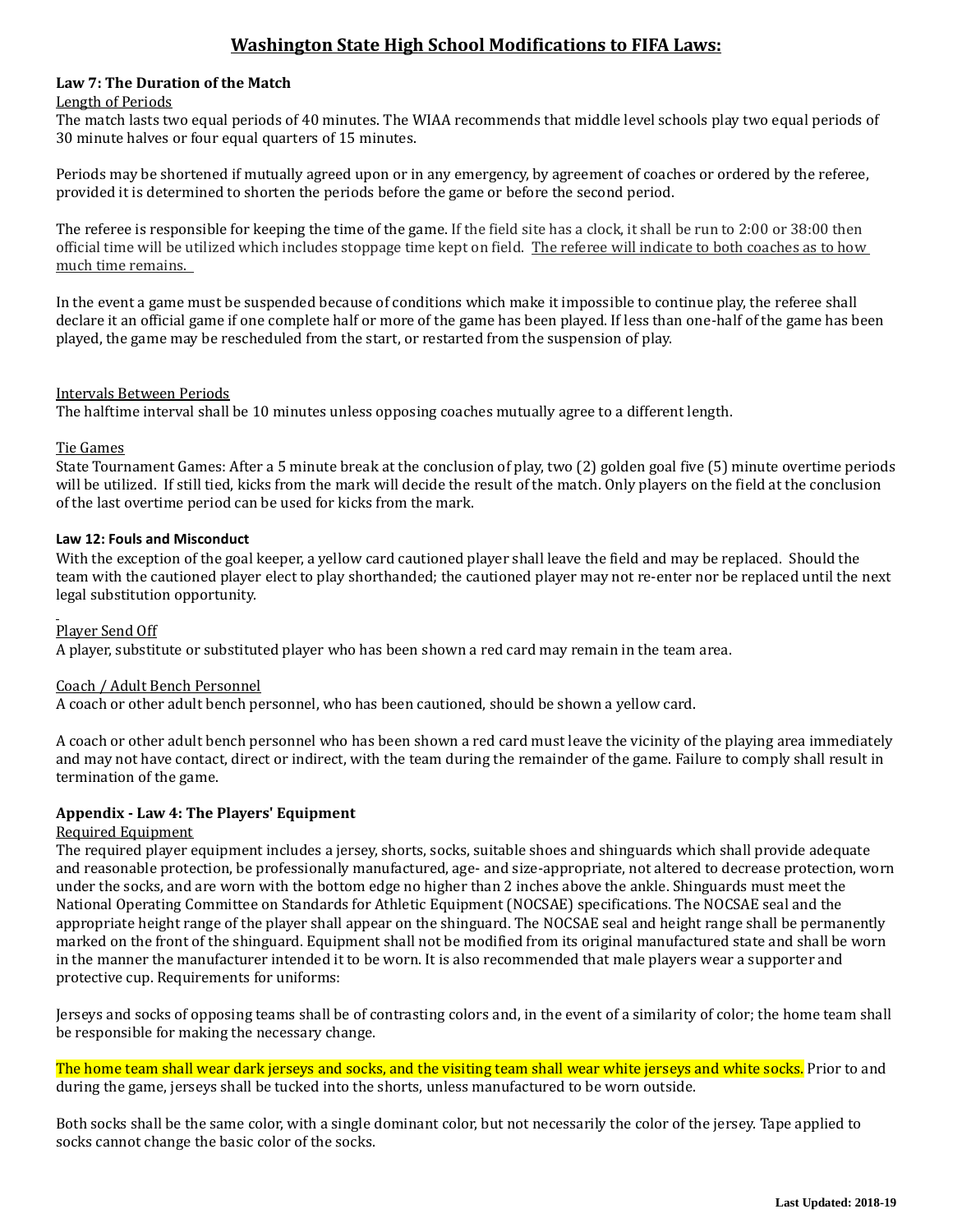# Washington State High School Modifications to FIFA Laws:

**Law 7: The Duration of the Match**

Length of Periods

The match lasts two equal periods of 40 minutes. The WIAA recommends that middle level schools play two equal periods of 30 minute halves or four equal quarters of 15 minutes.

Periods may be shortened if mutually agreed upon or in any emergency, by agreement of coaches or ordered by the referee, provided it is determined to shorten the periods before the game or before the second period.

The referee is responsible for keeping the time of the game. If the field site has a clock, it shall be run to 2:00 or 38:00 then official time will be utilized which includes stoppage time kept on field. The referee will indicate to both coaches as to how much time remains.

In the event a game must be suspended because of conditions which make it impossible to continue play, the referee shall declare it an official game if one complete half or more of the game has been played. If less than one-half of the game has been played, the game may be rescheduled from the start, or restarted from the suspension of play.

Intervals Between Periods

The halftime interval shall be 10 minutes unless opposing coaches mutually agree to a different length.

Tie Games

State Tournament Games: After a 5 minute break at the conclusion of play, two (2) golden goal five (5) minute overtime periods will be utilized. If still tied, kicks from the mark will decide the result of the match. Only players on the field at the conclusion of the last overtime period can be used for kicks from the mark.

**Law 12: Fouls and Misconduct**

With the exception of the goal keeper, a yellow card cautioned player shall leave the field and may be replaced. Should the team with the cautioned player elect to play shorthanded; the cautioned player may not re-enter nor be replaced until the next legal substitution opportunity.

Player Send Off

A player, substitute or substituted player who has been shown a red card may remain in the team area.

Coach / Adult Bench Personnel

A coach or other adult bench personnel, who has been cautioned, should be shown a yellow card.

A coach or other adult bench personnel who has been shown a red card must leave the vicinity of the playing area immediately and may not have contact, direct or indirect, with the team during the remainder of the game. Failure to comply shall result in termination of the game.

**Appendix - Law 4: The Players' Equipment**

Required Equipment

The required player equipment includes a jersey, shorts, socks, suitable shoes and shinguards which shall provide adequate and reasonable protection, be professionally manufactured, age- and size-appropriate, not altered to decrease protection, worn under the socks, and are worn with the bottom edge no higher than 2 inches above the ankle. Shinguards must meet the National Operating Committee on Standards for Athletic Equipment (NOCSAE) specifications. The NOCSAE seal and the appropriate height range of the player shall appear on the shinguard. The NOCSAE seal and height range shall be permanently marked on the front of the shinguard. Equipment shall not be modified from its original manufactured state and shall be worn in the manner the manufacturer intended it to be worn. It is also recommended that male players wear a supporter and protective cup. Requirements for uniforms:

Jerseys and socks of opposing teams shall be of contrasting colors and, in the event of a similarity of color; the home team shall be responsible for making the necessary change.

The home team shall wear dark jerseys and socks, and the visiting team shall wear white jerseys and white socks. Prior to and during the game, jerseys shall be tucked into the shorts, unless manufactured to be worn outside.

Both socks shall be the same color, with a single dominant color, but not necessarily the color of the jersey. Tape applied to socks cannot change the basic color of the socks.

**Last Updated: 2018-19**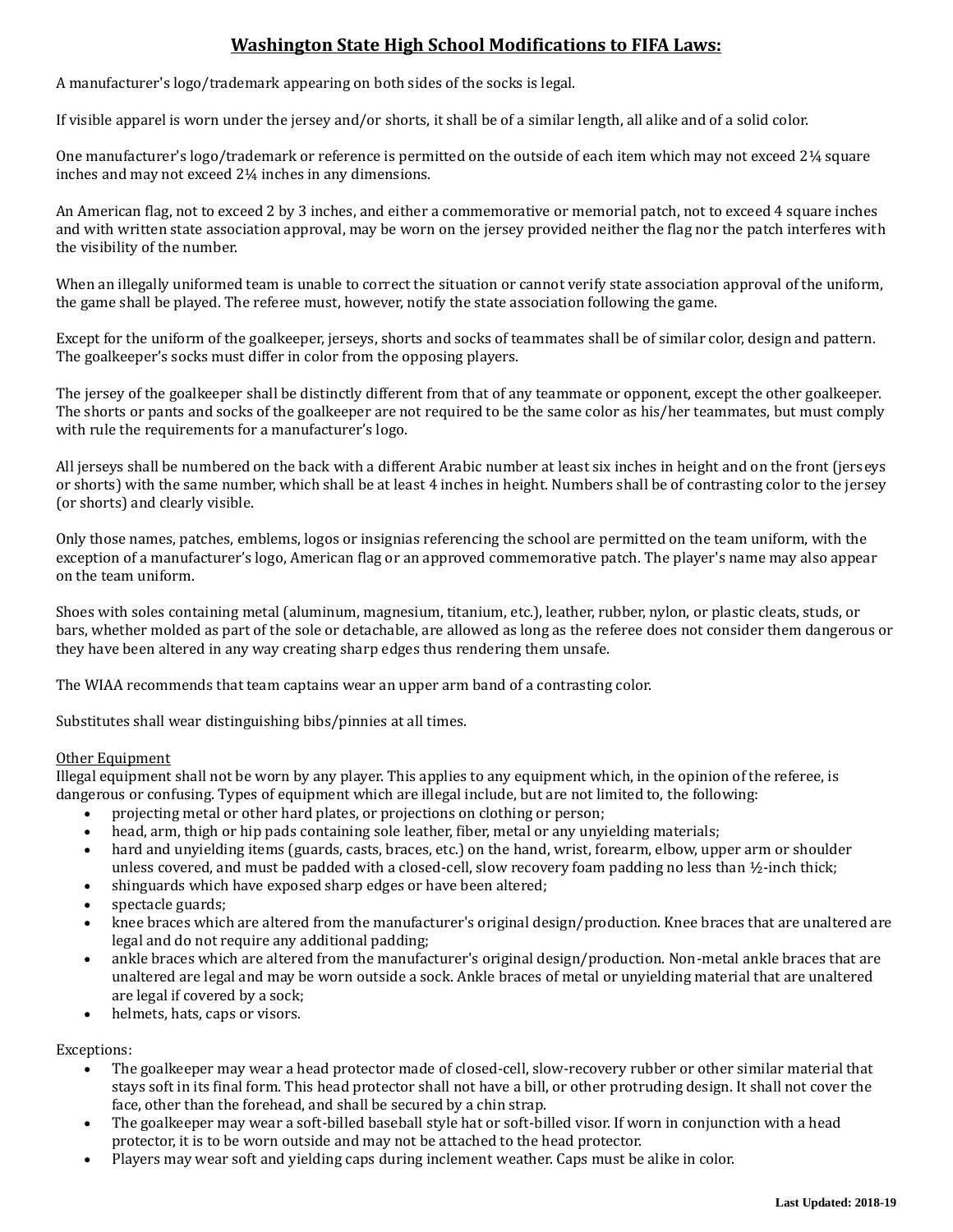# Washington State High School Modifications to FIFA Laws:

A manufacturer's logo/trademark appearing on both sides of the socks is legal.

If visible apparel is worn under the jersey and/or shorts, it shall be of a similar length, all alike and of a solid color.

One manufacturer's logo/trademark or reference is permitted on the outside of each item which may not exceed 2¼ square inches and may not exceed 2¼ inches in any dimensions.

An American flag, not to exceed 2 by 3 inches, and either a commemorative or memorial patch, not to exceed 4 square inches and with written state association approval, may be worn on the jersey provided neither the flag nor the patch interferes with the visibility of the number.

When an illegally uniformed team is unable to correct the situation or cannot verify state association approval of the uniform, the game shall be played. The referee must, however, notify the state association following the game.

Except for the uniform of the goalkeeper, jerseys, shorts and socks of teammates shall be of similar color, design and pattern. The goalkeeper's socks must differ in color from the opposing players.

The jersey of the goalkeeper shall be distinctly different from that of any teammate or opponent, except the other goalkeeper. The shorts or pants and socks of the goalkeeper are not required to be the same color as his/her teammates, but must comply with rule the requirements for a manufacturer's logo.

All jerseys shall be numbered on the back with a different Arabic number at least six inches in height and on the front (jerseys or shorts) with the same number, which shall be at least 4 inches in height. Numbers shall be of contrasting color to the jersey (or shorts) and clearly visible.

Only those names, patches, emblems, logos or insignias referencing the school are permitted on the team uniform, with the exception of a manufacturer's logo, American flag or an approved commemorative patch. The player's name may also appear on the team uniform.

Shoes with soles containing metal (aluminum, magnesium, titanium, etc.), leather, rubber, nylon, or plastic cleats, studs, or bars, whether molded as part of the sole or detachable, are allowed as long as the referee does not consider them dangerous or they have been altered in any way creating sharp edges thus rendering them unsafe.

The WIAA recommends that team captains wear an upper arm band of a contrasting color.

Substitutes shall wear distinguishing bibs/pinnies at all times.

Other Equipment

Illegal equipment shall not be worn by any player. This applies to any equipment which, in the opinion of the referee, is dangerous or confusing. Types of equipment which are illegal include, but are not limited to, the following:

- projecting metal or other hard plates, or projections on clothing or person;
- head, arm, thigh or hip pads containing sole leather, fiber, metal or any unyielding materials;
- hard and unyielding items (guards, casts, braces, etc.) on the hand, wrist, forearm, elbow, upper arm or shoulder unless covered, and must be padded with a closed-cell, slow recovery foam padding no less than ½-inch thick;
- shinguards which have exposed sharp edges or have been altered;
- spectacle guards;
- knee braces which are altered from the manufacturer's original design/production. Knee braces that are unaltered are legal and do not require any additional padding;
- ankle braces which are altered from the manufacturer's original design/production. Non-metal ankle braces that are unaltered are legal and may be worn outside a sock. Ankle braces of metal or unyielding material that are unaltered are legal if covered by a sock;
- helmets, hats, caps or visors.

Exceptions:

- The goalkeeper may wear a head protector made of closed-cell, slow-recovery rubber or other similar material that stays soft in its final form. This head protector shall not have a bill, or other protruding design. It shall not cover the face, other than the forehead, and shall be secured by a chin strap.
- The goalkeeper may wear a soft-billed baseball style hat or soft-billed visor. If worn in conjunction with a head protector, it is to be worn outside and may not be attached to the head protector.
- Players may wear soft and yielding caps during inclement weather. Caps must be alike in color.

**Last Updated: 2018-19**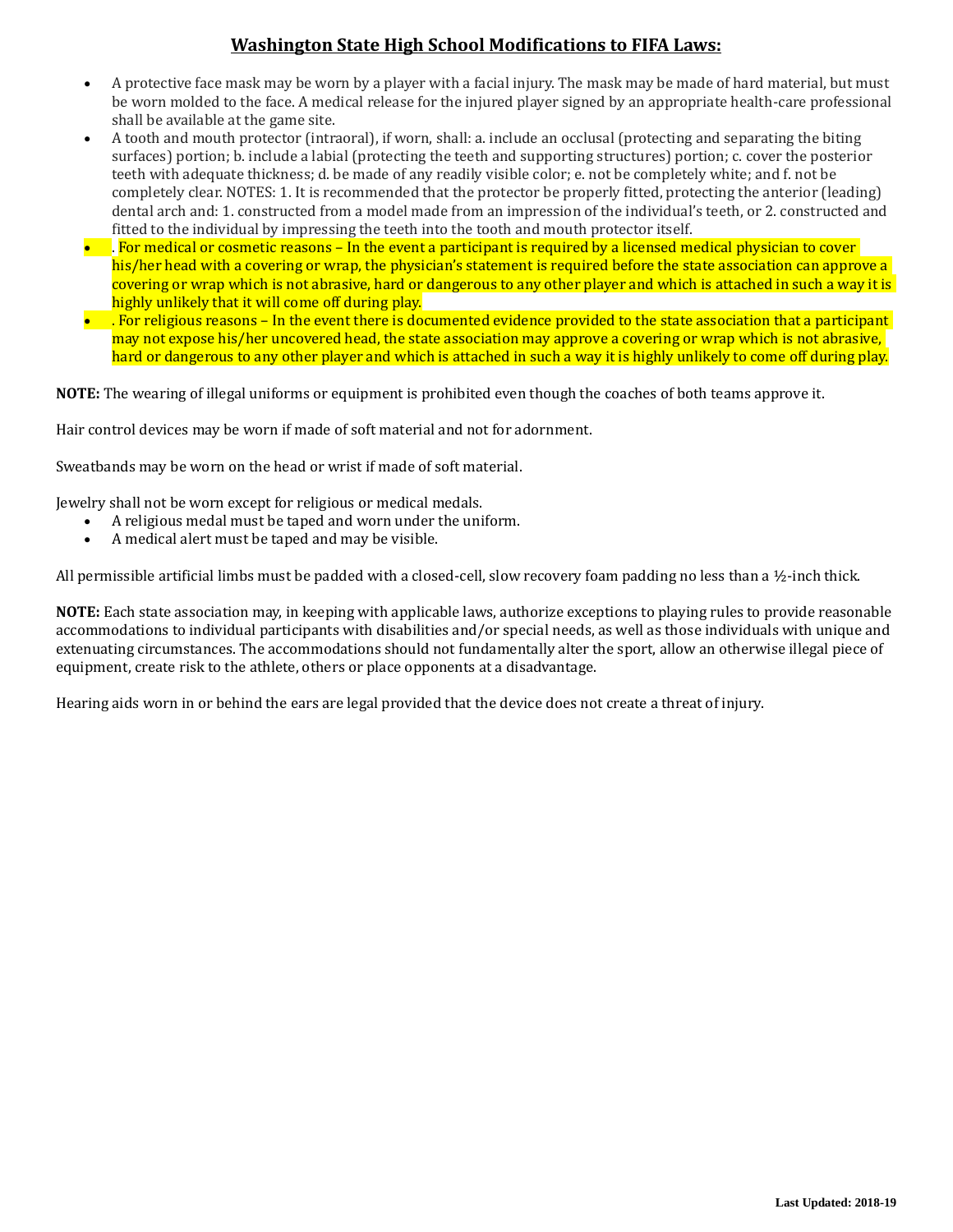## Washington State High School Modifications to FIFA Laws:

- A protective face mask may be worn by a player with a facial injury. The mask may be made of hard material, but must be worn molded to the face. A medical release for the injured player signed by an appropriate health-care professional shall be available at the game site.
- A tooth and mouth protector (intraoral), if worn, shall: a. include an occlusal (protecting and separating the biting surfaces) portion; b. include a labial (protecting the teeth and supporting structures) portion; c. cover the posterior teeth with adequate thickness; d. be made of any readily visible color; e. not be completely white; and f. not be completely clear. NOTES: 1. It is recommended that the protector be properly fitted, protecting the anterior (leading) dental arch and: 1. constructed from a model made from an impression of the individual's teeth, or 2. constructed and fitted to the individual by impressing the teeth into the tooth and mouth protector itself.
- . For medical or cosmetic reasons – In the event a participant is required by a licensed medical physician to cover his/her head with a covering or wrap, the physician's statement is required before the state association can approve a covering or wrap which is not abrasive, hard or dangerous to any other player and which is attached in such a way it is highly unlikely that it will come off during play.
- . For religious reasons – In the event there is documented evidence provided to the state association that a participant may not expose his/her uncovered head, the state association may approve a covering or wrap which is not abrasive, hard or dangerous to any other player and which is attached in such a way it is highly unlikely to come off during play.

**NOTE:** The wearing of illegal uniforms or equipment is prohibited even though the coaches of both teams approve it.

Hair control devices may be worn if made of soft material and not for adornment.

Sweatbands may be worn on the head or wrist if made of soft material.

Jewelry shall not be worn except for religious or medical medals.

- A religious medal must be taped and worn under the uniform.
- A medical alert must be taped and may be visible.

All permissible artificial limbs must be padded with a closed-cell, slow recovery foam padding no less than a ½-inch thick.

**NOTE:** Each state association may, in keeping with applicable laws, authorize exceptions to playing rules to provide reasonable accommodations to individual participants with disabilities and/or special needs, as well as those individuals with unique and extenuating circumstances. The accommodations should not fundamentally alter the sport, allow an otherwise illegal piece of equipment, create risk to the athlete, others or place opponents at a disadvantage.

Hearing aids worn in or behind the ears are legal provided that the device does not create a threat of injury.

**Last Updated: 2018-19**